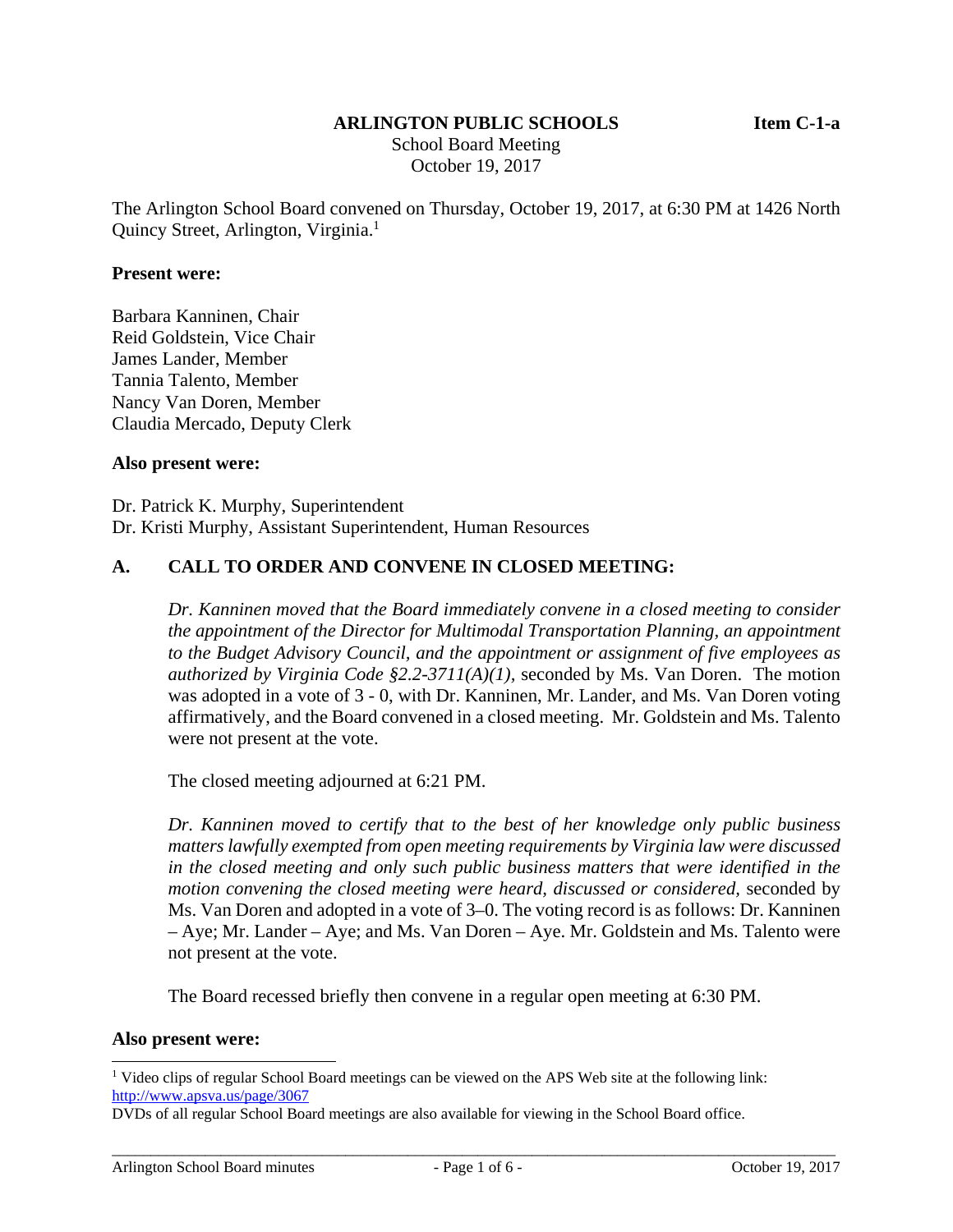**ARLINGTON PUBLIC SCHOOLS** **Item C-1-a**

School Board Meeting
October 19, 2017

The Arlington School Board convened on Thursday, October 19, 2017, at 6:30 PM at 1426 North Quincy Street, Arlington, Virginia.[1]

**Present were:**

Barbara Kanninen, Chair
Reid Goldstein, Vice Chair
James Lander, Member
Tannia Talento, Member
Nancy Van Doren, Member
Claudia Mercado, Deputy Clerk

**Also present were:**

Dr. Patrick K. Murphy, Superintendent
Dr. Kristi Murphy, Assistant Superintendent, Human Resources

## A. CALL TO ORDER AND CONVENE IN CLOSED MEETING:

*Dr. Kanninen moved that the Board immediately convene in a closed meeting to consider the appointment of the Director for Multimodal Transportation Planning, an appointment to the Budget Advisory Council, and the appointment or assignment of five employees as authorized by Virginia Code §2.2-3711(A)(1),* seconded by Ms. Van Doren. The motion was adopted in a vote of 3 - 0, with Dr. Kanninen, Mr. Lander, and Ms. Van Doren voting affirmatively, and the Board convened in a closed meeting. Mr. Goldstein and Ms. Talento were not present at the vote.

The closed meeting adjourned at 6:21 PM.

*Dr. Kanninen moved to certify that to the best of her knowledge only public business matters lawfully exempted from open meeting requirements by Virginia law were discussed in the closed meeting and only such public business matters that were identified in the motion convening the closed meeting were heard, discussed or considered,* seconded by Ms. Van Doren and adopted in a vote of 3–0. The voting record is as follows: Dr. Kanninen – Aye; Mr. Lander – Aye; and Ms. Van Doren – Aye. Mr. Goldstein and Ms. Talento were not present at the vote.

The Board recessed briefly then convene in a regular open meeting at 6:30 PM.

**Also present were:**

---

[1] Video clips of regular School Board meetings can be viewed on the APS Web site at the following link: http://www.apsva.us/page/3067

DVDs of all regular School Board meetings are also available for viewing in the School Board office.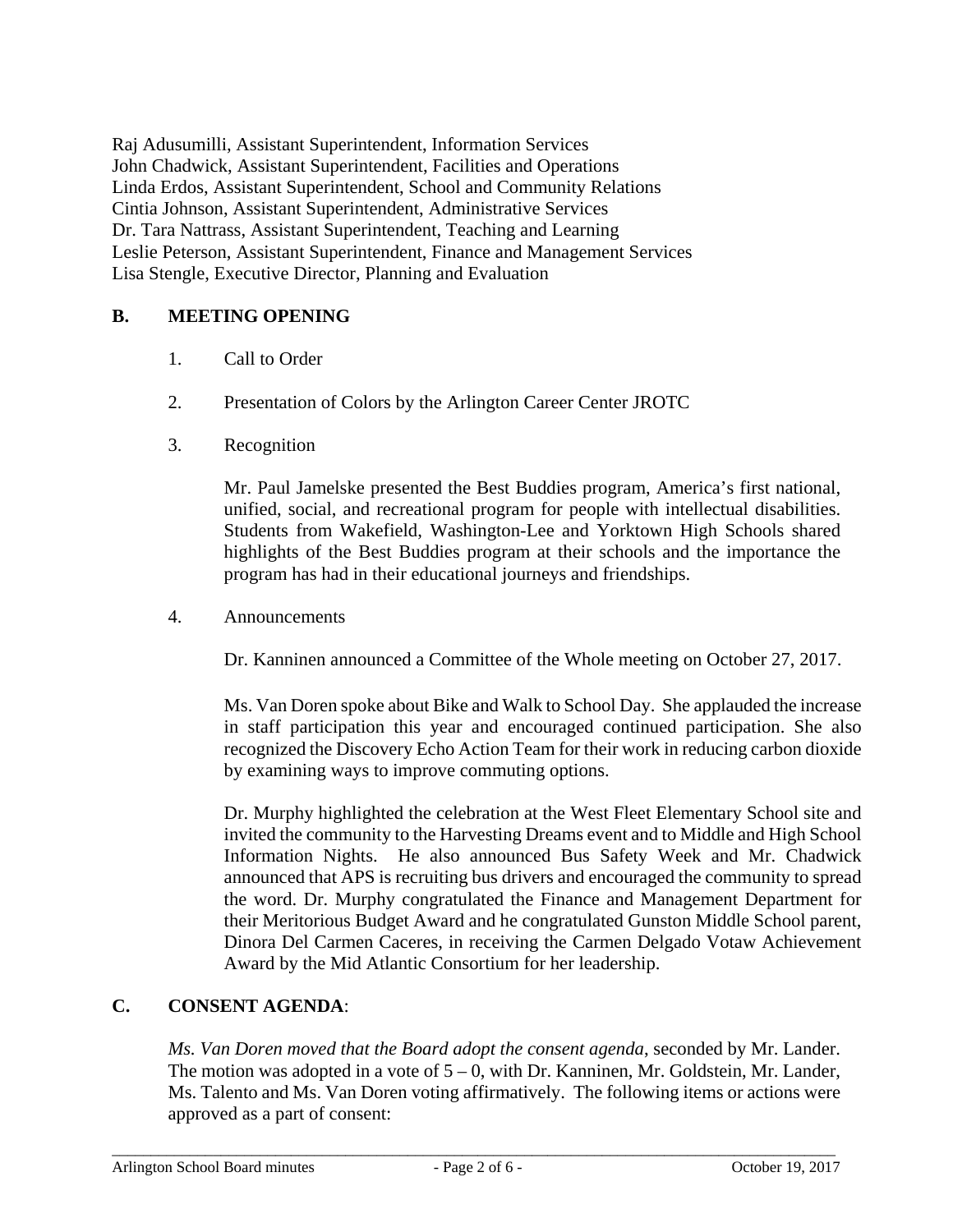Raj Adusumilli, Assistant Superintendent, Information Services
John Chadwick, Assistant Superintendent, Facilities and Operations
Linda Erdos, Assistant Superintendent, School and Community Relations
Cintia Johnson, Assistant Superintendent, Administrative Services
Dr. Tara Nattrass, Assistant Superintendent, Teaching and Learning
Leslie Peterson, Assistant Superintendent, Finance and Management Services
Lisa Stengle, Executive Director, Planning and Evaluation

## B. MEETING OPENING

1. Call to Order

2. Presentation of Colors by the Arlington Career Center JROTC

3. Recognition

   Mr. Paul Jamelske presented the Best Buddies program, America's first national, unified, social, and recreational program for people with intellectual disabilities. Students from Wakefield, Washington-Lee and Yorktown High Schools shared highlights of the Best Buddies program at their schools and the importance the program has had in their educational journeys and friendships.

4. Announcements

   Dr. Kanninen announced a Committee of the Whole meeting on October 27, 2017.

   Ms. Van Doren spoke about Bike and Walk to School Day. She applauded the increase in staff participation this year and encouraged continued participation. She also recognized the Discovery Echo Action Team for their work in reducing carbon dioxide by examining ways to improve commuting options.

   Dr. Murphy highlighted the celebration at the West Fleet Elementary School site and invited the community to the Harvesting Dreams event and to Middle and High School Information Nights. He also announced Bus Safety Week and Mr. Chadwick announced that APS is recruiting bus drivers and encouraged the community to spread the word. Dr. Murphy congratulated the Finance and Management Department for their Meritorious Budget Award and he congratulated Gunston Middle School parent, Dinora Del Carmen Caceres, in receiving the Carmen Delgado Votaw Achievement Award by the Mid Atlantic Consortium for her leadership.

## C. CONSENT AGENDA:

*Ms. Van Doren moved that the Board adopt the consent agenda*, seconded by Mr. Lander. The motion was adopted in a vote of 5 – 0, with Dr. Kanninen, Mr. Goldstein, Mr. Lander, Ms. Talento and Ms. Van Doren voting affirmatively. The following items or actions were approved as a part of consent: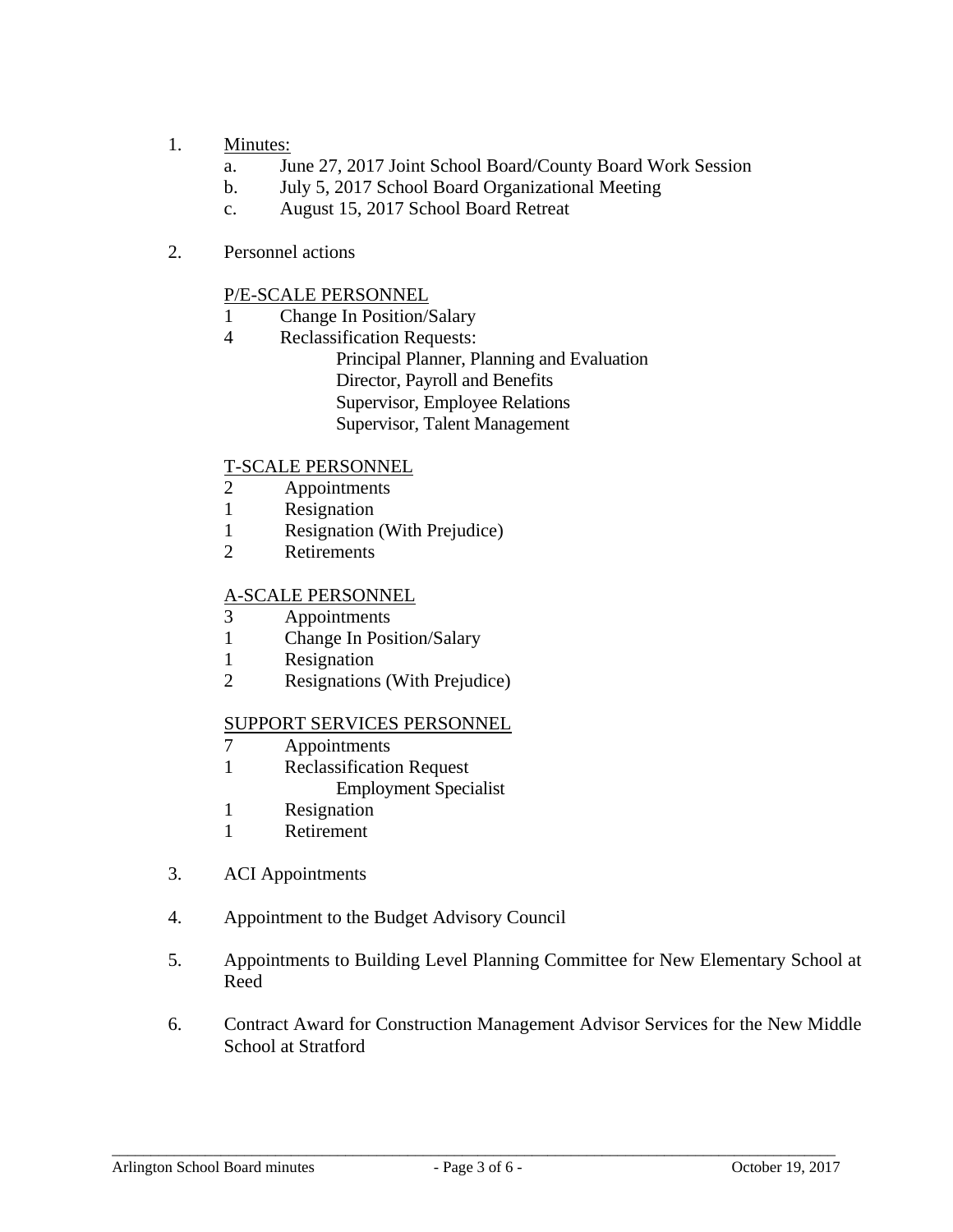1. <u>Minutes:</u>
   a. June 27, 2017 Joint School Board/County Board Work Session
   b. July 5, 2017 School Board Organizational Meeting
   c. August 15, 2017 School Board Retreat

2. Personnel actions

   <u>P/E-SCALE PERSONNEL</u>
   1 Change In Position/Salary
   4 Reclassification Requests:
      Principal Planner, Planning and Evaluation
      Director, Payroll and Benefits
      Supervisor, Employee Relations
      Supervisor, Talent Management

   <u>T-SCALE PERSONNEL</u>
   2 Appointments
   1 Resignation
   1 Resignation (With Prejudice)
   2 Retirements

   <u>A-SCALE PERSONNEL</u>
   3 Appointments
   1 Change In Position/Salary
   1 Resignation
   2 Resignations (With Prejudice)

   <u>SUPPORT SERVICES PERSONNEL</u>
   7 Appointments
   1 Reclassification Request
      Employment Specialist
   1 Resignation
   1 Retirement

3. ACI Appointments

4. Appointment to the Budget Advisory Council

5. Appointments to Building Level Planning Committee for New Elementary School at Reed

6. Contract Award for Construction Management Advisor Services for the New Middle School at Stratford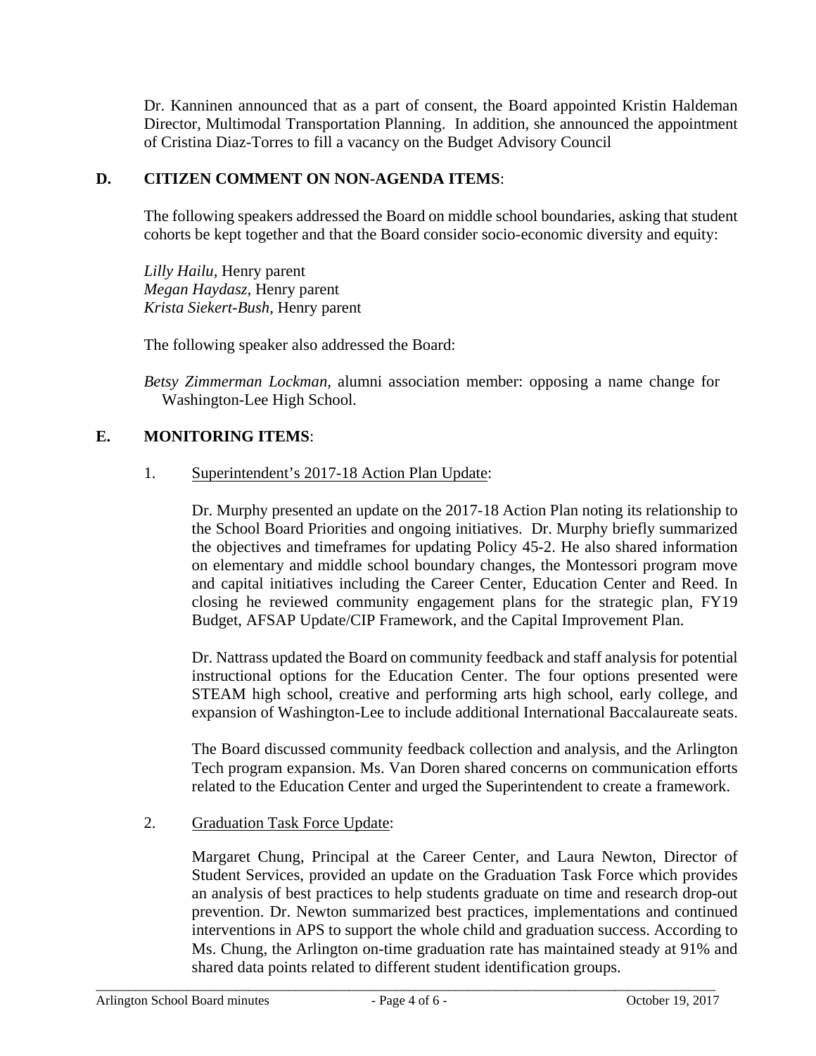Dr. Kanninen announced that as a part of consent, the Board appointed Kristin Haldeman Director, Multimodal Transportation Planning. In addition, she announced the appointment of Cristina Diaz-Torres to fill a vacancy on the Budget Advisory Council

**D. CITIZEN COMMENT ON NON-AGENDA ITEMS**:

The following speakers addressed the Board on middle school boundaries, asking that student cohorts be kept together and that the Board consider socio-economic diversity and equity:

*Lilly Hailu*, Henry parent
*Megan Haydasz*, Henry parent
*Krista Siekert-Bush*, Henry parent

The following speaker also addressed the Board:

*Betsy Zimmerman Lockman*, alumni association member: opposing a name change for Washington-Lee High School.

**E. MONITORING ITEMS**:

1. Superintendent's 2017-18 Action Plan Update:

Dr. Murphy presented an update on the 2017-18 Action Plan noting its relationship to the School Board Priorities and ongoing initiatives. Dr. Murphy briefly summarized the objectives and timeframes for updating Policy 45-2. He also shared information on elementary and middle school boundary changes, the Montessori program move and capital initiatives including the Career Center, Education Center and Reed. In closing he reviewed community engagement plans for the strategic plan, FY19 Budget, AFSAP Update/CIP Framework, and the Capital Improvement Plan.

Dr. Nattrass updated the Board on community feedback and staff analysis for potential instructional options for the Education Center. The four options presented were STEAM high school, creative and performing arts high school, early college, and expansion of Washington-Lee to include additional International Baccalaureate seats.

The Board discussed community feedback collection and analysis, and the Arlington Tech program expansion. Ms. Van Doren shared concerns on communication efforts related to the Education Center and urged the Superintendent to create a framework.

2. Graduation Task Force Update:

Margaret Chung, Principal at the Career Center, and Laura Newton, Director of Student Services, provided an update on the Graduation Task Force which provides an analysis of best practices to help students graduate on time and research drop-out prevention. Dr. Newton summarized best practices, implementations and continued interventions in APS to support the whole child and graduation success. According to Ms. Chung, the Arlington on-time graduation rate has maintained steady at 91% and shared data points related to different student identification groups.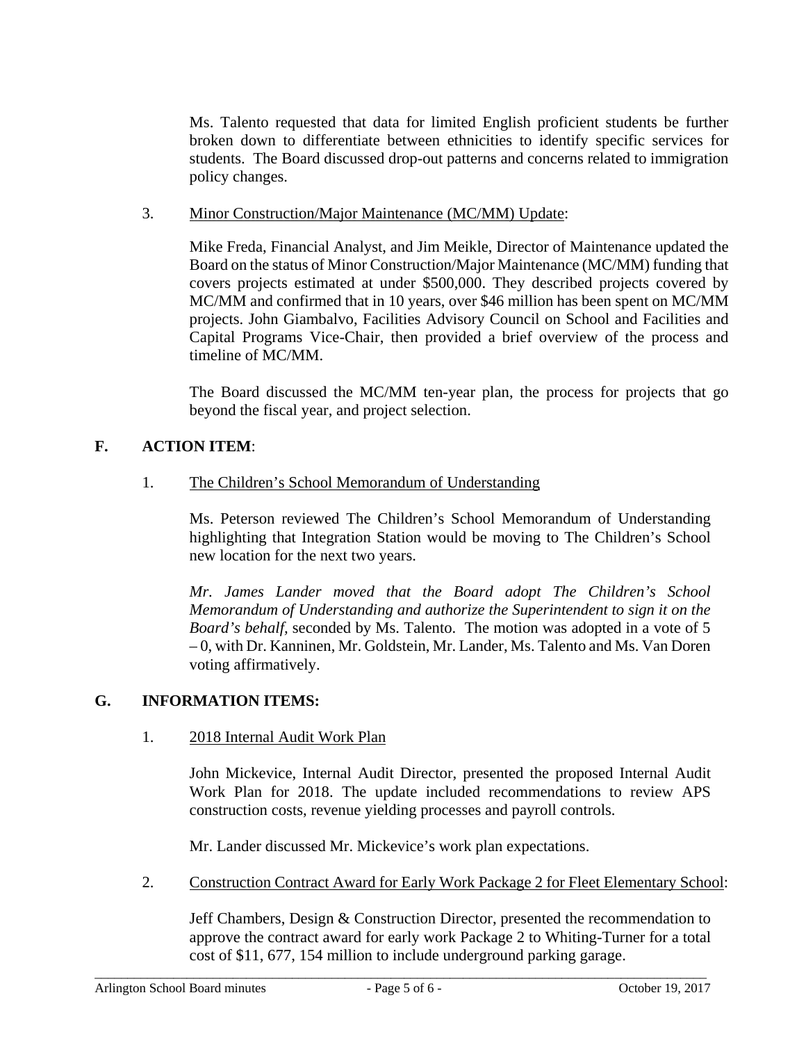Ms. Talento requested that data for limited English proficient students be further broken down to differentiate between ethnicities to identify specific services for students. The Board discussed drop-out patterns and concerns related to immigration policy changes.

3. Minor Construction/Major Maintenance (MC/MM) Update:

Mike Freda, Financial Analyst, and Jim Meikle, Director of Maintenance updated the Board on the status of Minor Construction/Major Maintenance (MC/MM) funding that covers projects estimated at under $500,000. They described projects covered by MC/MM and confirmed that in 10 years, over $46 million has been spent on MC/MM projects. John Giambalvo, Facilities Advisory Council on School and Facilities and Capital Programs Vice-Chair, then provided a brief overview of the process and timeline of MC/MM.

The Board discussed the MC/MM ten-year plan, the process for projects that go beyond the fiscal year, and project selection.

## F. ACTION ITEM:

1. The Children's School Memorandum of Understanding

Ms. Peterson reviewed The Children's School Memorandum of Understanding highlighting that Integration Station would be moving to The Children's School new location for the next two years.

*Mr. James Lander moved that the Board adopt The Children's School Memorandum of Understanding and authorize the Superintendent to sign it on the Board's behalf,* seconded by Ms. Talento. The motion was adopted in a vote of 5 – 0, with Dr. Kanninen, Mr. Goldstein, Mr. Lander, Ms. Talento and Ms. Van Doren voting affirmatively.

## G. INFORMATION ITEMS:

1. 2018 Internal Audit Work Plan

John Mickevice, Internal Audit Director, presented the proposed Internal Audit Work Plan for 2018. The update included recommendations to review APS construction costs, revenue yielding processes and payroll controls.

Mr. Lander discussed Mr. Mickevice's work plan expectations.

2. Construction Contract Award for Early Work Package 2 for Fleet Elementary School:

Jeff Chambers, Design & Construction Director, presented the recommendation to approve the contract award for early work Package 2 to Whiting-Turner for a total cost of $11, 677, 154 million to include underground parking garage.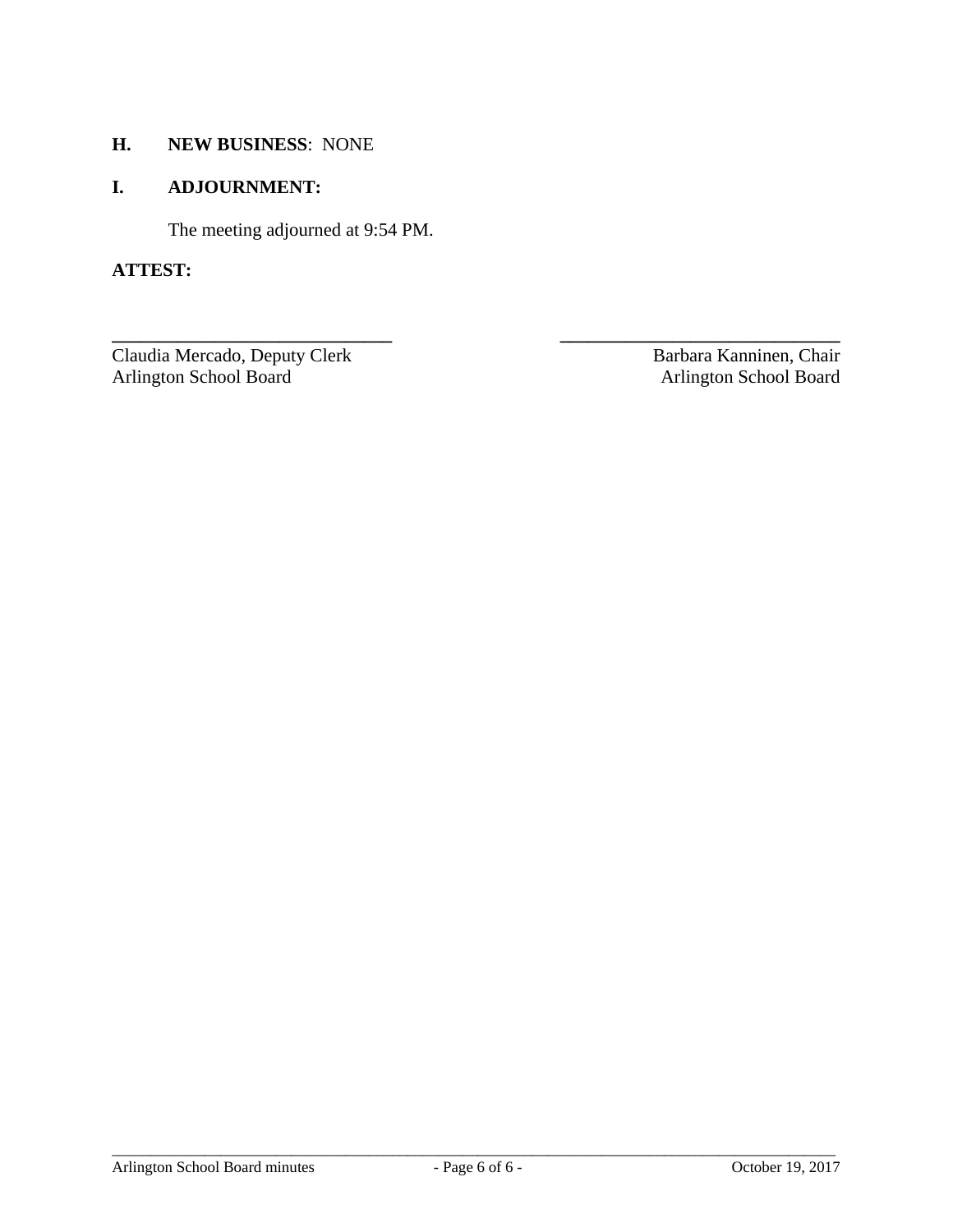**H. NEW BUSINESS**: NONE

**I. ADJOURNMENT:**

The meeting adjourned at 9:54 PM.

**ATTEST:**

______________________________
Claudia Mercado, Deputy Clerk
Arlington School Board

______________________________
Barbara Kanninen, Chair
Arlington School Board